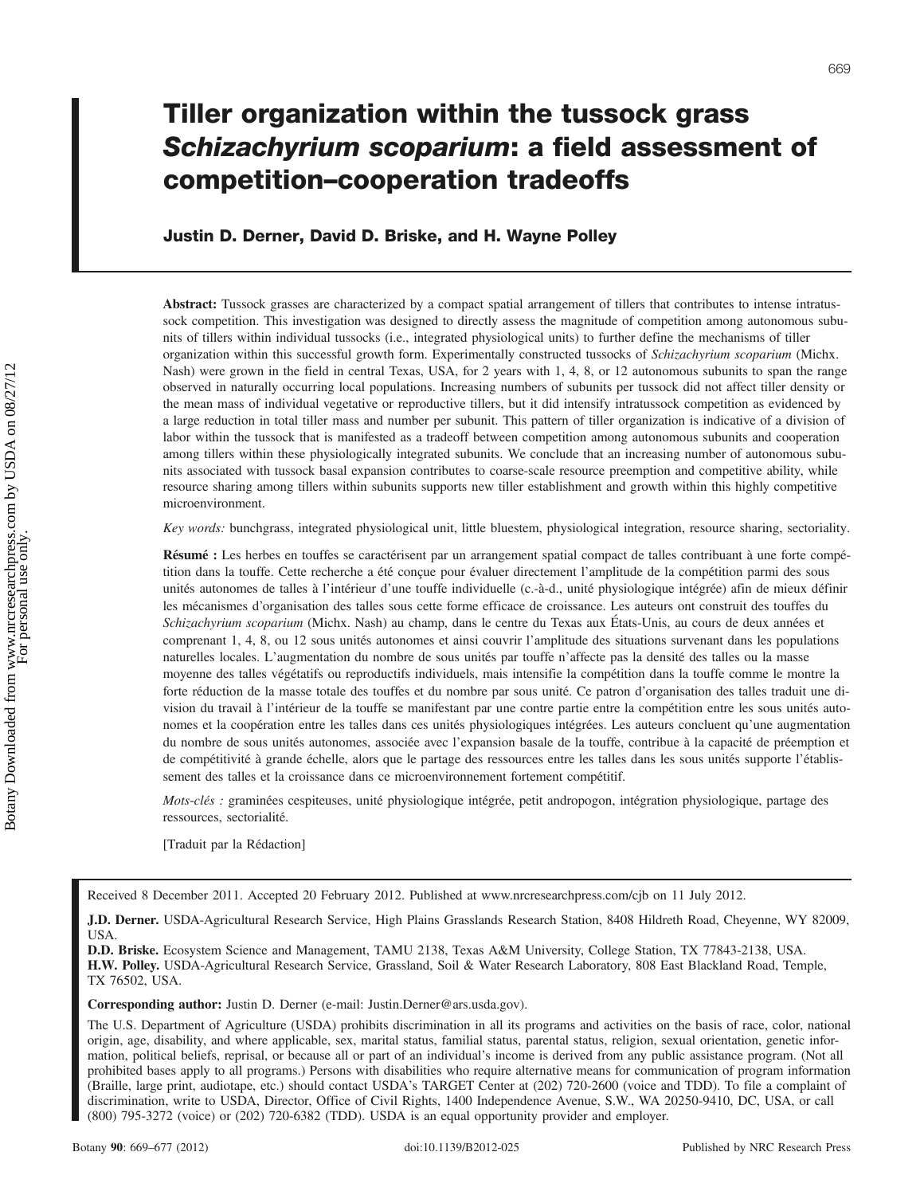# Tiller organization within the tussock grass *Schizachyrium scoparium*: a field assessment of competition–cooperation tradeoffs

**Justin D. Derner, David D. Briske, and H. Wayne Polley**

**Abstract:** Tussock grasses are characterized by a compact spatial arrangement of tillers that contributes to intense intratussock competition. This investigation was designed to directly assess the magnitude of competition among autonomous subunits of tillers within individual tussocks (i.e., integrated physiological units) to further define the mechanisms of tiller organization within this successful growth form. Experimentally constructed tussocks of *Schizachyrium scoparium* (Michx. Nash) were grown in the field in central Texas, USA, for 2 years with 1, 4, 8, or 12 autonomous subunits to span the range observed in naturally occurring local populations. Increasing numbers of subunits per tussock did not affect tiller density or the mean mass of individual vegetative or reproductive tillers, but it did intensify intratussock competition as evidenced by a large reduction in total tiller mass and number per subunit. This pattern of tiller organization is indicative of a division of labor within the tussock that is manifested as a tradeoff between competition among autonomous subunits and cooperation among tillers within these physiologically integrated subunits. We conclude that an increasing number of autonomous subunits associated with tussock basal expansion contributes to coarse-scale resource preemption and competitive ability, while resource sharing among tillers within subunits supports new tiller establishment and growth within this highly competitive microenvironment.

*Key words:* bunchgrass, integrated physiological unit, little bluestem, physiological integration, resource sharing, sectoriality.

**Résumé :** Les herbes en touffes se caractérisent par un arrangement spatial compact de talles contribuant à une forte compétition dans la touffe. Cette recherche a été conçue pour évaluer directement l'amplitude de la compétition parmi des sous unités autonomes de talles à l'intérieur d'une touffe individuelle (c.-à-d., unité physiologique intégrée) afin de mieux définir les mécanismes d'organisation des talles sous cette forme efficace de croissance. Les auteurs ont construit des touffes du *Schizachyrium scoparium* (Michx. Nash) au champ, dans le centre du Texas aux États-Unis, au cours de deux années et comprenant 1, 4, 8, ou 12 sous unités autonomes et ainsi couvrir l'amplitude des situations survenant dans les populations naturelles locales. L'augmentation du nombre de sous unités par touffe n'affecte pas la densité des talles ou la masse moyenne des talles végétatifs ou reproductifs individuels, mais intensifie la compétition dans la touffe comme le montre la forte réduction de la masse totale des touffes et du nombre par sous unité. Ce patron d'organisation des talles traduit une division du travail à l'intérieur de la touffe se manifestant par une contre partie entre la compétition entre les sous unités autonomes et la coopération entre les talles dans ces unités physiologiques intégrées. Les auteurs concluent qu'une augmentation du nombre de sous unités autonomes, associée avec l'expansion basale de la touffe, contribue à la capacité de préemption et de compétitivité à grande échelle, alors que le partage des ressources entre les talles dans les sous unités supporte l'établissement des talles et la croissance dans ce microenvironnement fortement compétitif.

*Mots-clés :* graminées cespiteuses, unité physiologique intégrée, petit andropogon, intégration physiologique, partage des ressources, sectorialité.

[Traduit par la Rédaction]

Received 8 December 2011. Accepted 20 February 2012. Published at www.nrcresearchpress.com/cjb on 11 July 2012.

**J.D. Derner.** USDA-Agricultural Research Service, High Plains Grasslands Research Station, 8408 Hildreth Road, Cheyenne, WY 82009, USA.
**D.D. Briske.** Ecosystem Science and Management, TAMU 2138, Texas A&M University, College Station, TX 77843-2138, USA.
**H.W. Polley.** USDA-Agricultural Research Service, Grassland, Soil & Water Research Laboratory, 808 East Blackland Road, Temple, TX 76502, USA.

**Corresponding author:** Justin D. Derner (e-mail: Justin.Derner@ars.usda.gov).

The U.S. Department of Agriculture (USDA) prohibits discrimination in all its programs and activities on the basis of race, color, national origin, age, disability, and where applicable, sex, marital status, familial status, parental status, religion, sexual orientation, genetic information, political beliefs, reprisal, or because all or part of an individual's income is derived from any public assistance program. (Not all prohibited bases apply to all programs.) Persons with disabilities who require alternative means for communication of program information (Braille, large print, audiotape, etc.) should contact USDA's TARGET Center at (202) 720-2600 (voice and TDD). To file a complaint of discrimination, write to USDA, Director, Office of Civil Rights, 1400 Independence Avenue, S.W., WA 20250-9410, DC, USA, or call (800) 795-3272 (voice) or (202) 720-6382 (TDD). USDA is an equal opportunity provider and employer.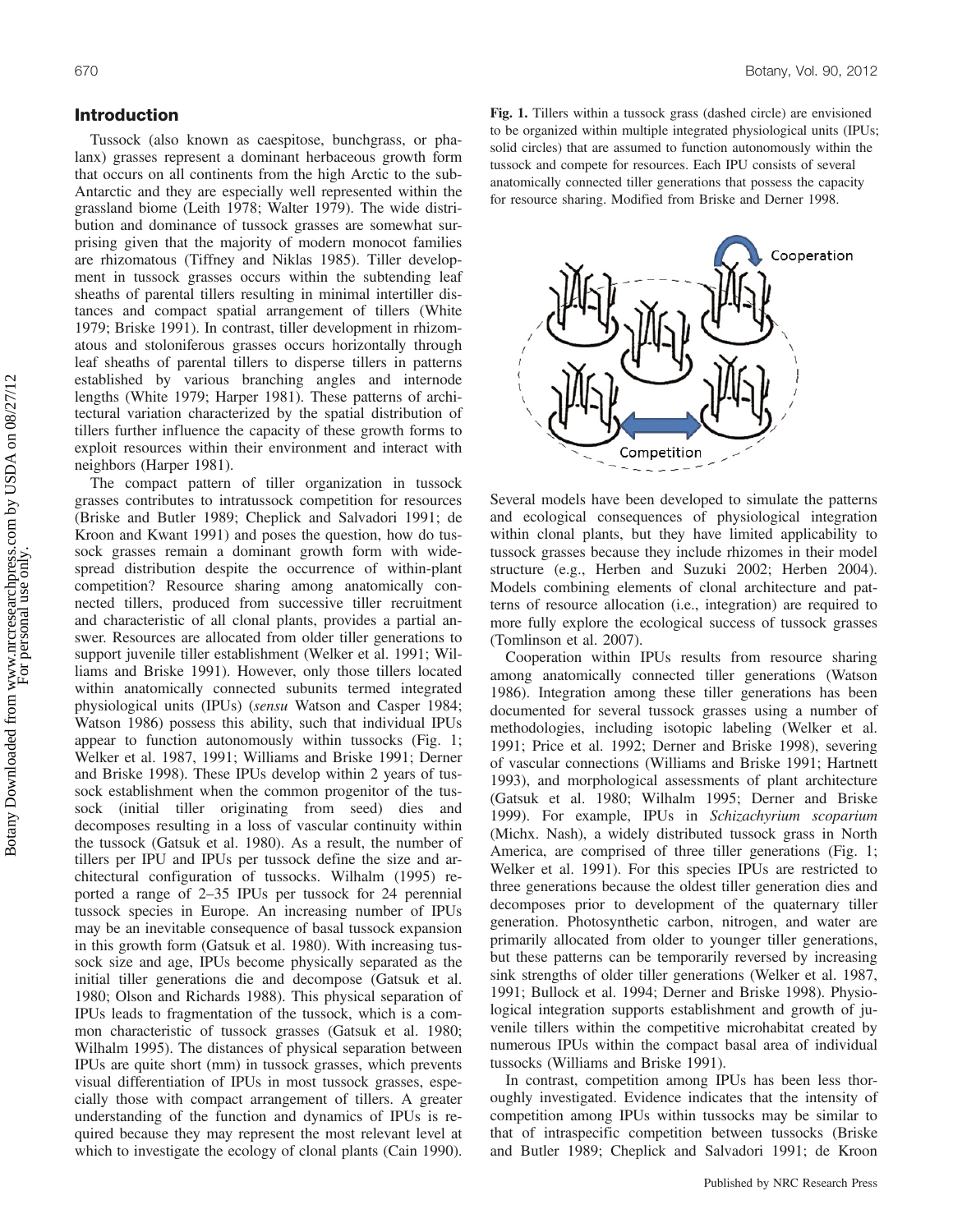## Introduction

Tussock (also known as caespitose, bunchgrass, or phalanx) grasses represent a dominant herbaceous growth form that occurs on all continents from the high Arctic to the sub-Antarctic and they are especially well represented within the grassland biome (Leith 1978; Walter 1979). The wide distribution and dominance of tussock grasses are somewhat surprising given that the majority of modern monocot families are rhizomatous (Tiffney and Niklas 1985). Tiller development in tussock grasses occurs within the subtending leaf sheaths of parental tillers resulting in minimal intertiller distances and compact spatial arrangement of tillers (White 1979; Briske 1991). In contrast, tiller development in rhizomatous and stoloniferous grasses occurs horizontally through leaf sheaths of parental tillers to disperse tillers in patterns established by various branching angles and internode lengths (White 1979; Harper 1981). These patterns of architectural variation characterized by the spatial distribution of tillers further influence the capacity of these growth forms to exploit resources within their environment and interact with neighbors (Harper 1981).

The compact pattern of tiller organization in tussock grasses contributes to intratussock competition for resources (Briske and Butler 1989; Cheplick and Salvadori 1991; de Kroon and Kwant 1991) and poses the question, how do tussock grasses remain a dominant growth form with widespread distribution despite the occurrence of within-plant competition? Resource sharing among anatomically connected tillers, produced from successive tiller recruitment and characteristic of all clonal plants, provides a partial answer. Resources are allocated from older tiller generations to support juvenile tiller establishment (Welker et al. 1991; Williams and Briske 1991). However, only those tillers located within anatomically connected subunits termed integrated physiological units (IPUs) (*sensu* Watson and Casper 1984; Watson 1986) possess this ability, such that individual IPUs appear to function autonomously within tussocks (Fig. 1; Welker et al. 1987, 1991; Williams and Briske 1991; Derner and Briske 1998). These IPUs develop within 2 years of tussock establishment when the common progenitor of the tussock (initial tiller originating from seed) dies and decomposes resulting in a loss of vascular continuity within the tussock (Gatsuk et al. 1980). As a result, the number of tillers per IPU and IPUs per tussock define the size and architectural configuration of tussocks. Wilhalm (1995) reported a range of 2–35 IPUs per tussock for 24 perennial tussock species in Europe. An increasing number of IPUs may be an inevitable consequence of basal tussock expansion in this growth form (Gatsuk et al. 1980). With increasing tussock size and age, IPUs become physically separated as the initial tiller generations die and decompose (Gatsuk et al. 1980; Olson and Richards 1988). This physical separation of IPUs leads to fragmentation of the tussock, which is a common characteristic of tussock grasses (Gatsuk et al. 1980; Wilhalm 1995). The distances of physical separation between IPUs are quite short (mm) in tussock grasses, which prevents visual differentiation of IPUs in most tussock grasses, especially those with compact arrangement of tillers. A greater understanding of the function and dynamics of IPUs is required because they may represent the most relevant level at which to investigate the ecology of clonal plants (Cain 1990).

**Fig. 1.** Tillers within a tussock grass (dashed circle) are envisioned to be organized within multiple integrated physiological units (IPUs; solid circles) that are assumed to function autonomously within the tussock and compete for resources. Each IPU consists of several anatomically connected tiller generations that possess the capacity for resource sharing. Modified from Briske and Derner 1998.

Several models have been developed to simulate the patterns and ecological consequences of physiological integration within clonal plants, but they have limited applicability to tussock grasses because they include rhizomes in their model structure (e.g., Herben and Suzuki 2002; Herben 2004). Models combining elements of clonal architecture and patterns of resource allocation (i.e., integration) are required to more fully explore the ecological success of tussock grasses (Tomlinson et al. 2007).

Cooperation within IPUs results from resource sharing among anatomically connected tiller generations (Watson 1986). Integration among these tiller generations has been documented for several tussock grasses using a number of methodologies, including isotopic labeling (Welker et al. 1991; Price et al. 1992; Derner and Briske 1998), severing of vascular connections (Williams and Briske 1991; Hartnett 1993), and morphological assessments of plant architecture (Gatsuk et al. 1980; Wilhalm 1995; Derner and Briske 1999). For example, IPUs in *Schizachyrium scoparium* (Michx. Nash), a widely distributed tussock grass in North America, are comprised of three tiller generations (Fig. 1; Welker et al. 1991). For this species IPUs are restricted to three generations because the oldest tiller generation dies and decomposes prior to development of the quaternary tiller generation. Photosynthetic carbon, nitrogen, and water are primarily allocated from older to younger tiller generations, but these patterns can be temporarily reversed by increasing sink strengths of older tiller generations (Welker et al. 1987, 1991; Bullock et al. 1994; Derner and Briske 1998). Physiological integration supports establishment and growth of juvenile tillers within the competitive microhabitat created by numerous IPUs within the compact basal area of individual tussocks (Williams and Briske 1991).

In contrast, competition among IPUs has been less thoroughly investigated. Evidence indicates that the intensity of competition among IPUs within tussocks may be similar to that of intraspecific competition between tussocks (Briske and Butler 1989; Cheplick and Salvadori 1991; de Kroon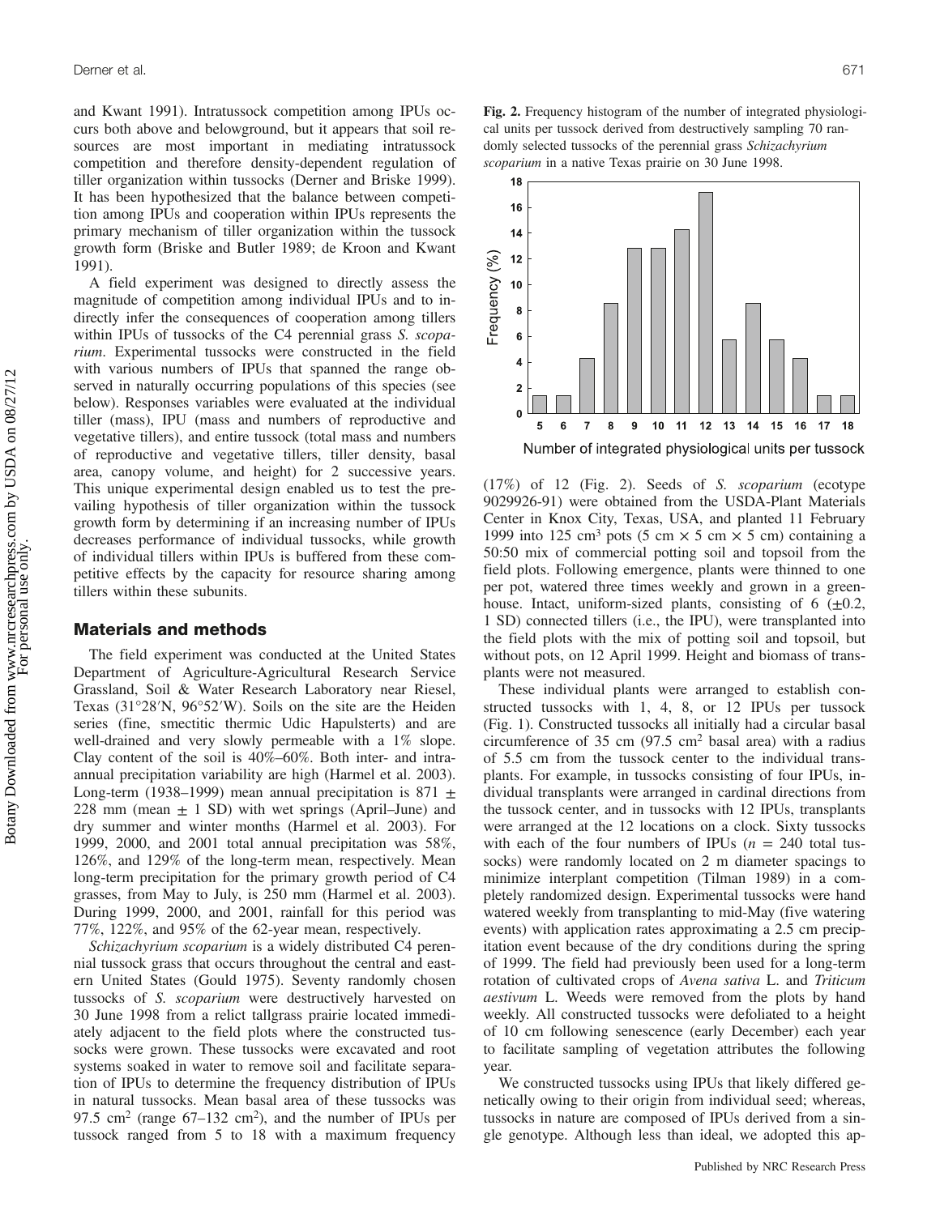and Kwant 1991). Intratussock competition among IPUs occurs both above and belowground, but it appears that soil resources are most important in mediating intratussock competition and therefore density-dependent regulation of tiller organization within tussocks (Derner and Briske 1999). It has been hypothesized that the balance between competition among IPUs and cooperation within IPUs represents the primary mechanism of tiller organization within the tussock growth form (Briske and Butler 1989; de Kroon and Kwant 1991).

A field experiment was designed to directly assess the magnitude of competition among individual IPUs and to indirectly infer the consequences of cooperation among tillers within IPUs of tussocks of the C4 perennial grass *S. scoparium*. Experimental tussocks were constructed in the field with various numbers of IPUs that spanned the range observed in naturally occurring populations of this species (see below). Responses variables were evaluated at the individual tiller (mass), IPU (mass and numbers of reproductive and vegetative tillers), and entire tussock (total mass and numbers of reproductive and vegetative tillers, tiller density, basal area, canopy volume, and height) for 2 successive years. This unique experimental design enabled us to test the prevailing hypothesis of tiller organization within the tussock growth form by determining if an increasing number of IPUs decreases performance of individual tussocks, while growth of individual tillers within IPUs is buffered from these competitive effects by the capacity for resource sharing among tillers within these subunits.

## Materials and methods

The field experiment was conducted at the United States Department of Agriculture-Agricultural Research Service Grassland, Soil & Water Research Laboratory near Riesel, Texas (31°28′N, 96°52′W). Soils on the site are the Heiden series (fine, smectitic thermic Udic Hapulsterts) and are well-drained and very slowly permeable with a 1% slope. Clay content of the soil is 40%–60%. Both inter- and intra-annual precipitation variability are high (Harmel et al. 2003). Long-term (1938–1999) mean annual precipitation is 871 ± 228 mm (mean ± 1 SD) with wet springs (April–June) and dry summer and winter months (Harmel et al. 2003). For 1999, 2000, and 2001 total annual precipitation was 58%, 126%, and 129% of the long-term mean, respectively. Mean long-term precipitation for the primary growth period of C4 grasses, from May to July, is 250 mm (Harmel et al. 2003). During 1999, 2000, and 2001, rainfall for this period was 77%, 122%, and 95% of the 62-year mean, respectively.

*Schizachyrium scoparium* is a widely distributed C4 perennial tussock grass that occurs throughout the central and eastern United States (Gould 1975). Seventy randomly chosen tussocks of *S. scoparium* were destructively harvested on 30 June 1998 from a relict tallgrass prairie located immediately adjacent to the field plots where the constructed tussocks were grown. These tussocks were excavated and root systems soaked in water to remove soil and facilitate separation of IPUs to determine the frequency distribution of IPUs in natural tussocks. Mean basal area of these tussocks was 97.5 cm$^2$ (range 67–132 cm$^2$), and the number of IPUs per tussock ranged from 5 to 18 with a maximum frequency (17%) of 12 (Fig. 2). Seeds of *S. scoparium* (ecotype 9029926-91) were obtained from the USDA-Plant Materials Center in Knox City, Texas, USA, and planted 11 February 1999 into 125 cm$^3$ pots (5 cm × 5 cm × 5 cm) containing a 50:50 mix of commercial potting soil and topsoil from the field plots. Following emergence, plants were thinned to one per pot, watered three times weekly and grown in a greenhouse. Intact, uniform-sized plants, consisting of 6 (±0.2, 1 SD) connected tillers (i.e., the IPU), were transplanted into the field plots with the mix of potting soil and topsoil, but without pots, on 12 April 1999. Height and biomass of transplants were not measured.

**Fig. 2.** Frequency histogram of the number of integrated physiological units per tussock derived from destructively sampling 70 randomly selected tussocks of the perennial grass *Schizachyrium scoparium* in a native Texas prairie on 30 June 1998.

These individual plants were arranged to establish constructed tussocks with 1, 4, 8, or 12 IPUs per tussock (Fig. 1). Constructed tussocks all initially had a circular basal circumference of 35 cm (97.5 cm$^2$ basal area) with a radius of 5.5 cm from the tussock center to the individual transplants. For example, in tussocks consisting of four IPUs, individual transplants were arranged in cardinal directions from the tussock center, and in tussocks with 12 IPUs, transplants were arranged at the 12 locations on a clock. Sixty tussocks with each of the four numbers of IPUs ($n$ = 240 total tussocks) were randomly located on 2 m diameter spacings to minimize interplant competition (Tilman 1989) in a completely randomized design. Experimental tussocks were hand watered weekly from transplanting to mid-May (five watering events) with application rates approximating a 2.5 cm precipitation event because of the dry conditions during the spring of 1999. The field had previously been used for a long-term rotation of cultivated crops of *Avena sativa* L. and *Triticum aestivum* L. Weeds were removed from the plots by hand weekly. All constructed tussocks were defoliated to a height of 10 cm following senescence (early December) each year to facilitate sampling of vegetation attributes the following year.

We constructed tussocks using IPUs that likely differed genetically owing to their origin from individual seed; whereas, tussocks in nature are composed of IPUs derived from a single genotype. Although less than ideal, we adopted this ap-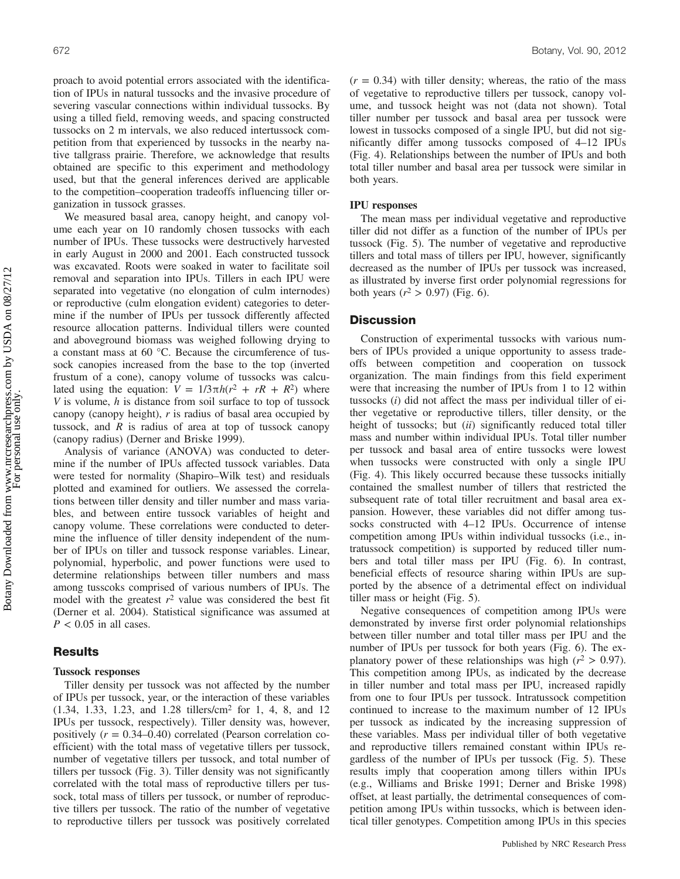proach to avoid potential errors associated with the identification of IPUs in natural tussocks and the invasive procedure of severing vascular connections within individual tussocks. By using a tilled field, removing weeds, and spacing constructed tussocks on 2 m intervals, we also reduced intertussock competition from that experienced by tussocks in the nearby native tallgrass prairie. Therefore, we acknowledge that results obtained are specific to this experiment and methodology used, but that the general inferences derived are applicable to the competition–cooperation tradeoffs influencing tiller organization in tussock grasses.

We measured basal area, canopy height, and canopy volume each year on 10 randomly chosen tussocks with each number of IPUs. These tussocks were destructively harvested in early August in 2000 and 2001. Each constructed tussock was excavated. Roots were soaked in water to facilitate soil removal and separation into IPUs. Tillers in each IPU were separated into vegetative (no elongation of culm internodes) or reproductive (culm elongation evident) categories to determine if the number of IPUs per tussock differently affected resource allocation patterns. Individual tillers were counted and aboveground biomass was weighed following drying to a constant mass at 60 °C. Because the circumference of tussock canopies increased from the base to the top (inverted frustum of a cone), canopy volume of tussocks was calculated using the equation: $V = 1/3\pi h(r^2 + rR + R^2)$ where $V$ is volume, $h$ is distance from soil surface to top of tussock canopy (canopy height), $r$ is radius of basal area occupied by tussock, and $R$ is radius of area at top of tussock canopy (canopy radius) (Derner and Briske 1999).

Analysis of variance (ANOVA) was conducted to determine if the number of IPUs affected tussock variables. Data were tested for normality (Shapiro–Wilk test) and residuals plotted and examined for outliers. We assessed the correlations between tiller density and tiller number and mass variables, and between entire tussock variables of height and canopy volume. These correlations were conducted to determine the influence of tiller density independent of the number of IPUs on tiller and tussock response variables. Linear, polynomial, hyperbolic, and power functions were used to determine relationships between tiller numbers and mass among tusscoks comprised of various numbers of IPUs. The model with the greatest $r^2$ value was considered the best fit (Derner et al. 2004). Statistical significance was assumed at $P < 0.05$ in all cases.

## Results

### Tussock responses

Tiller density per tussock was not affected by the number of IPUs per tussock, year, or the interaction of these variables (1.34, 1.33, 1.23, and 1.28 tillers/cm$^2$ for 1, 4, 8, and 12 IPUs per tussock, respectively). Tiller density was, however, positively ($r = 0.34$–$0.40$) correlated (Pearson correlation coefficient) with the total mass of vegetative tillers per tussock, number of vegetative tillers per tussock, and total number of tillers per tussock (Fig. 3). Tiller density was not significantly correlated with the total mass of reproductive tillers per tussock, total mass of tillers per tussock, or number of reproductive tillers per tussock. The ratio of the number of vegetative to reproductive tillers per tussock was positively correlated ($r = 0.34$) with tiller density; whereas, the ratio of the mass of vegetative to reproductive tillers per tussock, canopy volume, and tussock height was not (data not shown). Total tiller number per tussock and basal area per tussock were lowest in tussocks composed of a single IPU, but did not significantly differ among tussocks composed of 4–12 IPUs (Fig. 4). Relationships between the number of IPUs and both total tiller number and basal area per tussock were similar in both years.

### IPU responses

The mean mass per individual vegetative and reproductive tiller did not differ as a function of the number of IPUs per tussock (Fig. 5). The number of vegetative and reproductive tillers and total mass of tillers per IPU, however, significantly decreased as the number of IPUs per tussock was increased, as illustrated by inverse first order polynomial regressions for both years ($r^2 > 0.97$) (Fig. 6).

## Discussion

Construction of experimental tussocks with various numbers of IPUs provided a unique opportunity to assess tradeoffs between competition and cooperation on tussock organization. The main findings from this field experiment were that increasing the number of IPUs from 1 to 12 within tussocks (*i*) did not affect the mass per individual tiller of either vegetative or reproductive tillers, tiller density, or the height of tussocks; but (*ii*) significantly reduced total tiller mass and number within individual IPUs. Total tiller number per tussock and basal area of entire tussocks were lowest when tussocks were constructed with only a single IPU (Fig. 4). This likely occurred because these tussocks initially contained the smallest number of tillers that restricted the subsequent rate of total tiller recruitment and basal area expansion. However, these variables did not differ among tussocks constructed with 4–12 IPUs. Occurrence of intense competition among IPUs within individual tussocks (i.e., intratussock competition) is supported by reduced tiller numbers and total tiller mass per IPU (Fig. 6). In contrast, beneficial effects of resource sharing within IPUs are supported by the absence of a detrimental effect on individual tiller mass or height (Fig. 5).

Negative consequences of competition among IPUs were demonstrated by inverse first order polynomial relationships between tiller number and total tiller mass per IPU and the number of IPUs per tussock for both years (Fig. 6). The explanatory power of these relationships was high ($r^2 > 0.97$). This competition among IPUs, as indicated by the decrease in tiller number and total mass per IPU, increased rapidly from one to four IPUs per tussock. Intratussock competition continued to increase to the maximum number of 12 IPUs per tussock as indicated by the increasing suppression of these variables. Mass per individual tiller of both vegetative and reproductive tillers remained constant within IPUs regardless of the number of IPUs per tussock (Fig. 5). These results imply that cooperation among tillers within IPUs (e.g., Williams and Briske 1991; Derner and Briske 1998) offset, at least partially, the detrimental consequences of competition among IPUs within tussocks, which is between identical tiller genotypes. Competition among IPUs in this species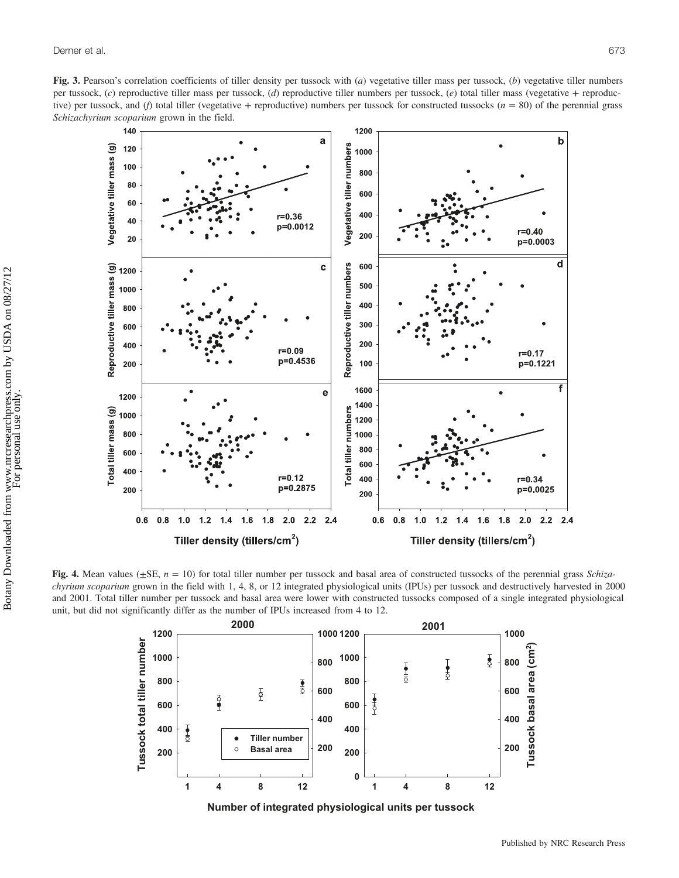**Fig. 3.** Pearson's correlation coefficients of tiller density per tussock with (*a*) vegetative tiller mass per tussock, (*b*) vegetative tiller numbers per tussock, (*c*) reproductive tiller mass per tussock, (*d*) reproductive tiller numbers per tussock, (*e*) total tiller mass (vegetative + reproductive) per tussock, and (*f*) total tiller (vegetative + reproductive) numbers per tussock for constructed tussocks ($n = 80$) of the perennial grass *Schizachyrium scoparium* grown in the field.

**Fig. 4.** Mean values (±SE, $n = 10$) for total tiller number per tussock and basal area of constructed tussocks of the perennial grass *Schizachyrium scoparium* grown in the field with 1, 4, 8, or 12 integrated physiological units (IPUs) per tussock and destructively harvested in 2000 and 2001. Total tiller number per tussock and basal area were lower with constructed tussocks composed of a single integrated physiological unit, but did not significantly differ as the number of IPUs increased from 4 to 12.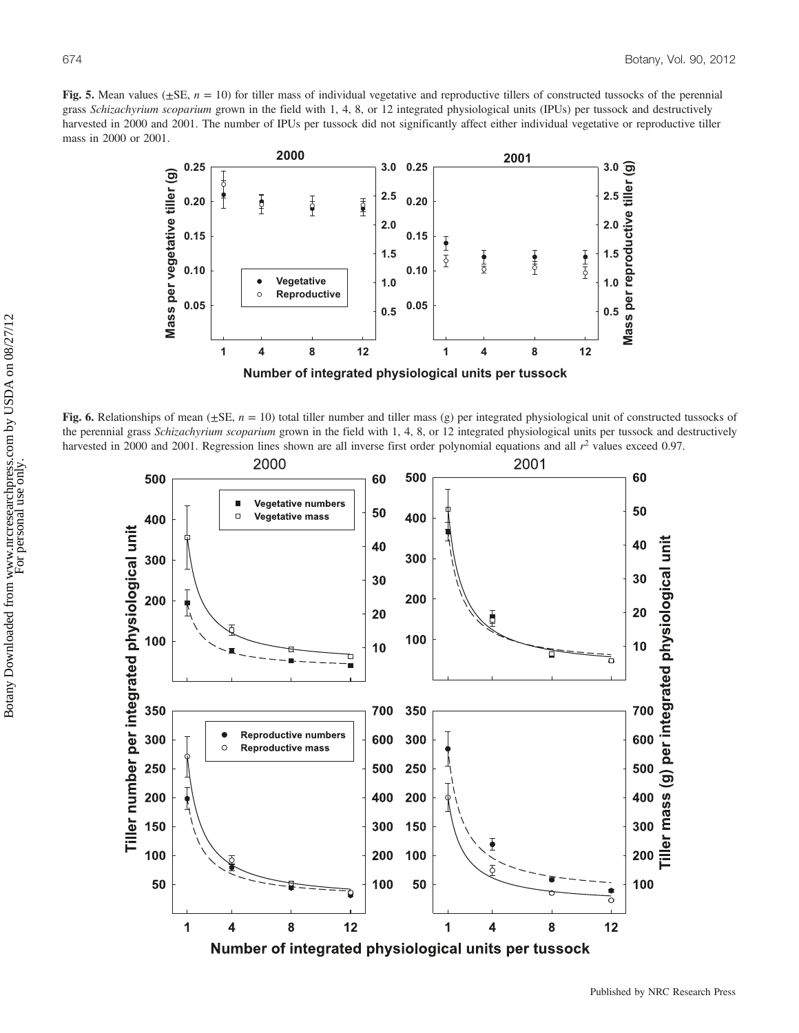**Fig. 5.** Mean values (±SE, $n = 10$) for tiller mass of individual vegetative and reproductive tillers of constructed tussocks of the perennial grass *Schizachyrium scoparium* grown in the field with 1, 4, 8, or 12 integrated physiological units (IPUs) per tussock and destructively harvested in 2000 and 2001. The number of IPUs per tussock did not significantly affect either individual vegetative or reproductive tiller mass in 2000 or 2001.

**Fig. 6.** Relationships of mean (±SE, $n = 10$) total tiller number and tiller mass (g) per integrated physiological unit of constructed tussocks of the perennial grass *Schizachyrium scoparium* grown in the field with 1, 4, 8, or 12 integrated physiological units per tussock and destructively harvested in 2000 and 2001. Regression lines shown are all inverse first order polynomial equations and all $r^2$ values exceed 0.97.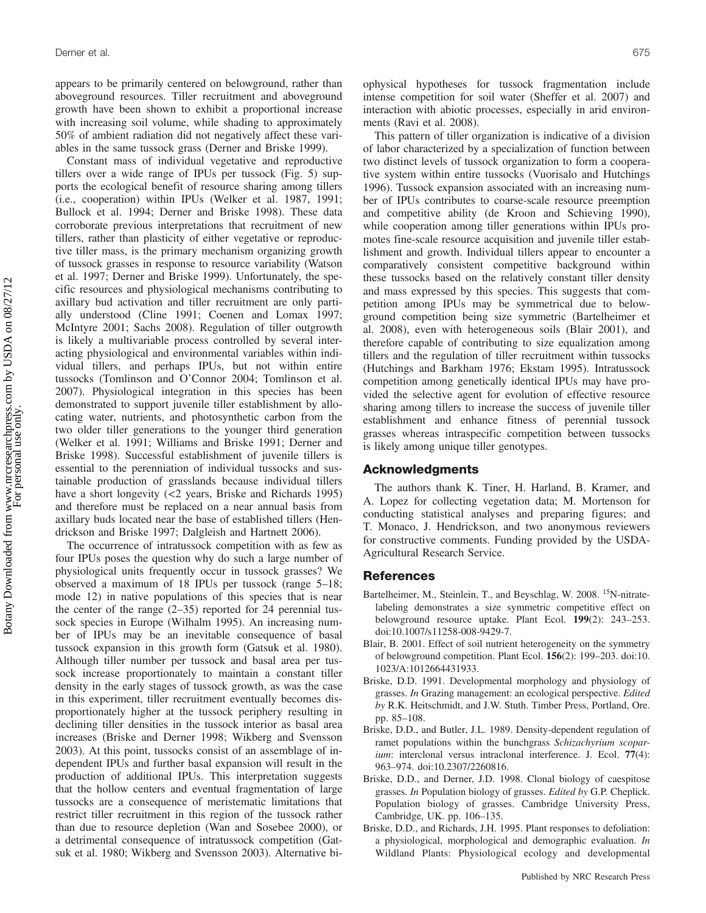appears to be primarily centered on belowground, rather than aboveground resources. Tiller recruitment and aboveground growth have been shown to exhibit a proportional increase with increasing soil volume, while shading to approximately 50% of ambient radiation did not negatively affect these variables in the same tussock grass (Derner and Briske 1999).

Constant mass of individual vegetative and reproductive tillers over a wide range of IPUs per tussock (Fig. 5) supports the ecological benefit of resource sharing among tillers (i.e., cooperation) within IPUs (Welker et al. 1987, 1991; Bullock et al. 1994; Derner and Briske 1998). These data corroborate previous interpretations that recruitment of new tillers, rather than plasticity of either vegetative or reproductive tiller mass, is the primary mechanism organizing growth of tussock grasses in response to resource variability (Watson et al. 1997; Derner and Briske 1999). Unfortunately, the specific resources and physiological mechanisms contributing to axillary bud activation and tiller recruitment are only partially understood (Cline 1991; Coenen and Lomax 1997; McIntyre 2001; Sachs 2008). Regulation of tiller outgrowth is likely a multivariable process controlled by several interacting physiological and environmental variables within individual tillers, and perhaps IPUs, but not within entire tussocks (Tomlinson and O'Connor 2004; Tomlinson et al. 2007). Physiological integration in this species has been demonstrated to support juvenile tiller establishment by allocating water, nutrients, and photosynthetic carbon from the two older tiller generations to the younger third generation (Welker et al. 1991; Williams and Briske 1991; Derner and Briske 1998). Successful establishment of juvenile tillers is essential to the perenniation of individual tussocks and sustainable production of grasslands because individual tillers have a short longevity (<2 years, Briske and Richards 1995) and therefore must be replaced on a near annual basis from axillary buds located near the base of established tillers (Hendrickson and Briske 1997; Dalgleish and Hartnett 2006).

The occurrence of intratussock competition with as few as four IPUs poses the question why do such a large number of physiological units frequently occur in tussock grasses? We observed a maximum of 18 IPUs per tussock (range 5–18; mode 12) in native populations of this species that is near the center of the range (2–35) reported for 24 perennial tussock species in Europe (Wilhalm 1995). An increasing number of IPUs may be an inevitable consequence of basal tussock expansion in this growth form (Gatsuk et al. 1980). Although tiller number per tussock and basal area per tussock increase proportionately to maintain a constant tiller density in the early stages of tussock growth, as was the case in this experiment, tiller recruitment eventually becomes disproportionately higher at the tussock periphery resulting in declining tiller densities in the tussock interior as basal area increases (Briske and Derner 1998; Wikberg and Svensson 2003). At this point, tussocks consist of an assemblage of independent IPUs and further basal expansion will result in the production of additional IPUs. This interpretation suggests that the hollow centers and eventual fragmentation of large tussocks are a consequence of meristematic limitations that restrict tiller recruitment in this region of the tussock rather than due to resource depletion (Wan and Sosebee 2000), or a detrimental consequence of intratussock competition (Gatsuk et al. 1980; Wikberg and Svensson 2003). Alternative biophysical hypotheses for tussock fragmentation include intense competition for soil water (Sheffer et al. 2007) and interaction with abiotic processes, especially in arid environments (Ravi et al. 2008).

This pattern of tiller organization is indicative of a division of labor characterized by a specialization of function between two distinct levels of tussock organization to form a cooperative system within entire tussocks (Vuorisalo and Hutchings 1996). Tussock expansion associated with an increasing number of IPUs contributes to coarse-scale resource preemption and competitive ability (de Kroon and Schieving 1990), while cooperation among tiller generations within IPUs promotes fine-scale resource acquisition and juvenile tiller establishment and growth. Individual tillers appear to encounter a comparatively consistent competitive background within these tussocks based on the relatively constant tiller density and mass expressed by this species. This suggests that competition among IPUs may be symmetrical due to belowground competition being size symmetric (Bartelheimer et al. 2008), even with heterogeneous soils (Blair 2001), and therefore capable of contributing to size equalization among tillers and the regulation of tiller recruitment within tussocks (Hutchings and Barkham 1976; Ekstam 1995). Intratussock competition among genetically identical IPUs may have provided the selective agent for evolution of effective resource sharing among tillers to increase the success of juvenile tiller establishment and enhance fitness of perennial tussock grasses whereas intraspecific competition between tussocks is likely among unique tiller genotypes.

## Acknowledgments

The authors thank K. Tiner, H. Harland, B. Kramer, and A. Lopez for collecting vegetation data; M. Mortenson for conducting statistical analyses and preparing figures; and T. Monaco, J. Hendrickson, and two anonymous reviewers for constructive comments. Funding provided by the USDA-Agricultural Research Service.

## References

Bartelheimer, M., Steinlein, T., and Beyschlag, W. 2008. $^{15}$N-nitrate-labeling demonstrates a size symmetric competitive effect on belowground resource uptake. Plant Ecol. **199**(2): 243–253. doi:10.1007/s11258-008-9429-7.

Blair, B. 2001. Effect of soil nutrient heterogeneity on the symmetry of belowground competition. Plant Ecol. **156**(2): 199–203. doi:10.1023/A:1012664431933.

Briske, D.D. 1991. Developmental morphology and physiology of grasses. *In* Grazing management: an ecological perspective. *Edited by* R.K. Heitschmidt, and J.W. Stuth. Timber Press, Portland, Ore. pp. 85–108.

Briske, D.D., and Butler, J.L. 1989. Density-dependent regulation of ramet populations within the bunchgrass *Schizachyrium scoparium*: interclonal versus intraclonal interference. J. Ecol. **77**(4): 963–974. doi:10.2307/2260816.

Briske, D.D., and Derner, J.D. 1998. Clonal biology of caespitose grasses. *In* Population biology of grasses. *Edited by* G.P. Cheplick. Population biology of grasses. Cambridge University Press, Cambridge, UK. pp. 106–135.

Briske, D.D., and Richards, J.H. 1995. Plant responses to defoliation: a physiological, morphological and demographic evaluation. *In* Wildland Plants: Physiological ecology and developmental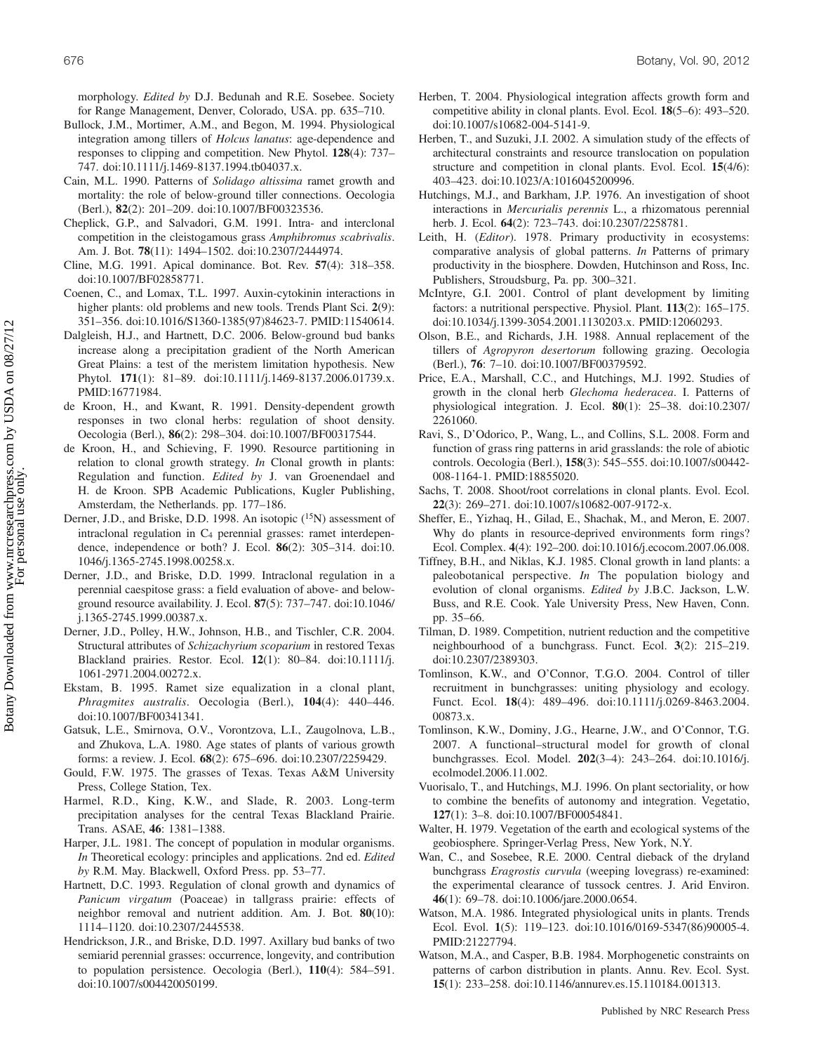morphology. *Edited by* D.J. Bedunah and R.E. Sosebee. Society for Range Management, Denver, Colorado, USA. pp. 635–710.

Bullock, J.M., Mortimer, A.M., and Begon, M. 1994. Physiological integration among tillers of *Holcus lanatus*: age-dependence and responses to clipping and competition. New Phytol. **128**(4): 737–747. doi:10.1111/j.1469-8137.1994.tb04037.x.

Cain, M.L. 1990. Patterns of *Solidago altissima* ramet growth and mortality: the role of below-ground tiller connections. Oecologia (Berl.), **82**(2): 201–209. doi:10.1007/BF00323536.

Cheplick, G.P., and Salvadori, G.M. 1991. Intra- and interclonal competition in the cleistogamous grass *Amphibromus scabrivalis*. Am. J. Bot. **78**(11): 1494–1502. doi:10.2307/2444974.

Cline, M.G. 1991. Apical dominance. Bot. Rev. **57**(4): 318–358. doi:10.1007/BF02858771.

Coenen, C., and Lomax, T.L. 1997. Auxin-cytokinin interactions in higher plants: old problems and new tools. Trends Plant Sci. **2**(9): 351–356. doi:10.1016/S1360-1385(97)84623-7. PMID:11540614.

Dalgleish, H.J., and Hartnett, D.C. 2006. Below-ground bud banks increase along a precipitation gradient of the North American Great Plains: a test of the meristem limitation hypothesis. New Phytol. **171**(1): 81–89. doi:10.1111/j.1469-8137.2006.01739.x. PMID:16771984.

de Kroon, H., and Kwant, R. 1991. Density-dependent growth responses in two clonal herbs: regulation of shoot density. Oecologia (Berl.), **86**(2): 298–304. doi:10.1007/BF00317544.

de Kroon, H., and Schieving, F. 1990. Resource partitioning in relation to clonal growth strategy. *In* Clonal growth in plants: Regulation and function. *Edited by* J. van Groenendael and H. de Kroon. SPB Academic Publications, Kugler Publishing, Amsterdam, the Netherlands. pp. 177–186.

Derner, J.D., and Briske, D.D. 1998. An isotopic ($^{15}$N) assessment of intraclonal regulation in $C_4$ perennial grasses: ramet interdependence, independence or both? J. Ecol. **86**(2): 305–314. doi:10.1046/j.1365-2745.1998.00258.x.

Derner, J.D., and Briske, D.D. 1999. Intraclonal regulation in a perennial caespitose grass: a field evaluation of above- and below-ground resource availability. J. Ecol. **87**(5): 737–747. doi:10.1046/j.1365-2745.1999.00387.x.

Derner, J.D., Polley, H.W., Johnson, H.B., and Tischler, C.R. 2004. Structural attributes of *Schizachyrium scoparium* in restored Texas Blackland prairies. Restor. Ecol. **12**(1): 80–84. doi:10.1111/j.1061-2971.2004.00272.x.

Ekstam, B. 1995. Ramet size equalization in a clonal plant, *Phragmites australis*. Oecologia (Berl.), **104**(4): 440–446. doi:10.1007/BF00341341.

Gatsuk, L.E., Smirnova, O.V., Vorontzova, L.I., Zaugolnova, L.B., and Zhukova, L.A. 1980. Age states of plants of various growth forms: a review. J. Ecol. **68**(2): 675–696. doi:10.2307/2259429.

Gould, F.W. 1975. The grasses of Texas. Texas A&M University Press, College Station, Tex.

Harmel, R.D., King, K.W., and Slade, R. 2003. Long-term precipitation analyses for the central Texas Blackland Prairie. Trans. ASAE, **46**: 1381–1388.

Harper, J.L. 1981. The concept of population in modular organisms. *In* Theoretical ecology: principles and applications. 2nd ed. *Edited by* R.M. May. Blackwell, Oxford Press. pp. 53–77.

Hartnett, D.C. 1993. Regulation of clonal growth and dynamics of *Panicum virgatum* (Poaceae) in tallgrass prairie: effects of neighbor removal and nutrient addition. Am. J. Bot. **80**(10): 1114–1120. doi:10.2307/2445538.

Hendrickson, J.R., and Briske, D.D. 1997. Axillary bud banks of two semiarid perennial grasses: occurrence, longevity, and contribution to population persistence. Oecologia (Berl.), **110**(4): 584–591. doi:10.1007/s004420050199.

Herben, T. 2004. Physiological integration affects growth form and competitive ability in clonal plants. Evol. Ecol. **18**(5–6): 493–520. doi:10.1007/s10682-004-5141-9.

Herben, T., and Suzuki, J.I. 2002. A simulation study of the effects of architectural constraints and resource translocation on population structure and competition in clonal plants. Evol. Ecol. **15**(4/6): 403–423. doi:10.1023/A:1016045200996.

Hutchings, M.J., and Barkham, J.P. 1976. An investigation of shoot interactions in *Mercurialis perennis* L., a rhizomatous perennial herb. J. Ecol. **64**(2): 723–743. doi:10.2307/2258781.

Leith, H. (*Editor*). 1978. Primary productivity in ecosystems: comparative analysis of global patterns. *In* Patterns of primary productivity in the biosphere. Dowden, Hutchinson and Ross, Inc. Publishers, Stroudsburg, Pa. pp. 300–321.

McIntyre, G.I. 2001. Control of plant development by limiting factors: a nutritional perspective. Physiol. Plant. **113**(2): 165–175. doi:10.1034/j.1399-3054.2001.1130203.x. PMID:12060293.

Olson, B.E., and Richards, J.H. 1988. Annual replacement of the tillers of *Agropyron desertorum* following grazing. Oecologia (Berl.), **76**: 7–10. doi:10.1007/BF00379592.

Price, E.A., Marshall, C.C., and Hutchings, M.J. 1992. Studies of growth in the clonal herb *Glechoma hederacea*. I. Patterns of physiological integration. J. Ecol. **80**(1): 25–38. doi:10.2307/2261060.

Ravi, S., D'Odorico, P., Wang, L., and Collins, S.L. 2008. Form and function of grass ring patterns in arid grasslands: the role of abiotic controls. Oecologia (Berl.), **158**(3): 545–555. doi:10.1007/s00442-008-1164-1. PMID:18855020.

Sachs, T. 2008. Shoot/root correlations in clonal plants. Evol. Ecol. **22**(3): 269–271. doi:10.1007/s10682-007-9172-x.

Sheffer, E., Yizhaq, H., Gilad, E., Shachak, M., and Meron, E. 2007. Why do plants in resource-deprived environments form rings? Ecol. Complex. **4**(4): 192–200. doi:10.1016/j.ecocom.2007.06.008.

Tiffney, B.H., and Niklas, K.J. 1985. Clonal growth in land plants: a paleobotanical perspective. *In* The population biology and evolution of clonal organisms. *Edited by* J.B.C. Jackson, L.W. Buss, and R.E. Cook. Yale University Press, New Haven, Conn. pp. 35–66.

Tilman, D. 1989. Competition, nutrient reduction and the competitive neighbourhood of a bunchgrass. Funct. Ecol. **3**(2): 215–219. doi:10.2307/2389303.

Tomlinson, K.W., and O'Connor, T.G.O. 2004. Control of tiller recruitment in bunchgrasses: uniting physiology and ecology. Funct. Ecol. **18**(4): 489–496. doi:10.1111/j.0269-8463.2004.00873.x.

Tomlinson, K.W., Dominy, J.G., Hearne, J.W., and O'Connor, T.G. 2007. A functional–structural model for growth of clonal bunchgrasses. Ecol. Model. **202**(3–4): 243–264. doi:10.1016/j.ecolmodel.2006.11.002.

Vuorisalo, T., and Hutchings, M.J. 1996. On plant sectoriality, or how to combine the benefits of autonomy and integration. Vegetatio, **127**(1): 3–8. doi:10.1007/BF00054841.

Walter, H. 1979. Vegetation of the earth and ecological systems of the geobiosphere. Springer-Verlag Press, New York, N.Y.

Wan, C., and Sosebee, R.E. 2000. Central dieback of the dryland bunchgrass *Eragrostis curvula* (weeping lovegrass) re-examined: the experimental clearance of tussock centres. J. Arid Environ. **46**(1): 69–78. doi:10.1006/jare.2000.0654.

Watson, M.A. 1986. Integrated physiological units in plants. Trends Ecol. Evol. **1**(5): 119–123. doi:10.1016/0169-5347(86)90005-4. PMID:21227794.

Watson, M.A., and Casper, B.B. 1984. Morphogenetic constraints on patterns of carbon distribution in plants. Annu. Rev. Ecol. Syst. **15**(1): 233–258. doi:10.1146/annurev.es.15.110184.001313.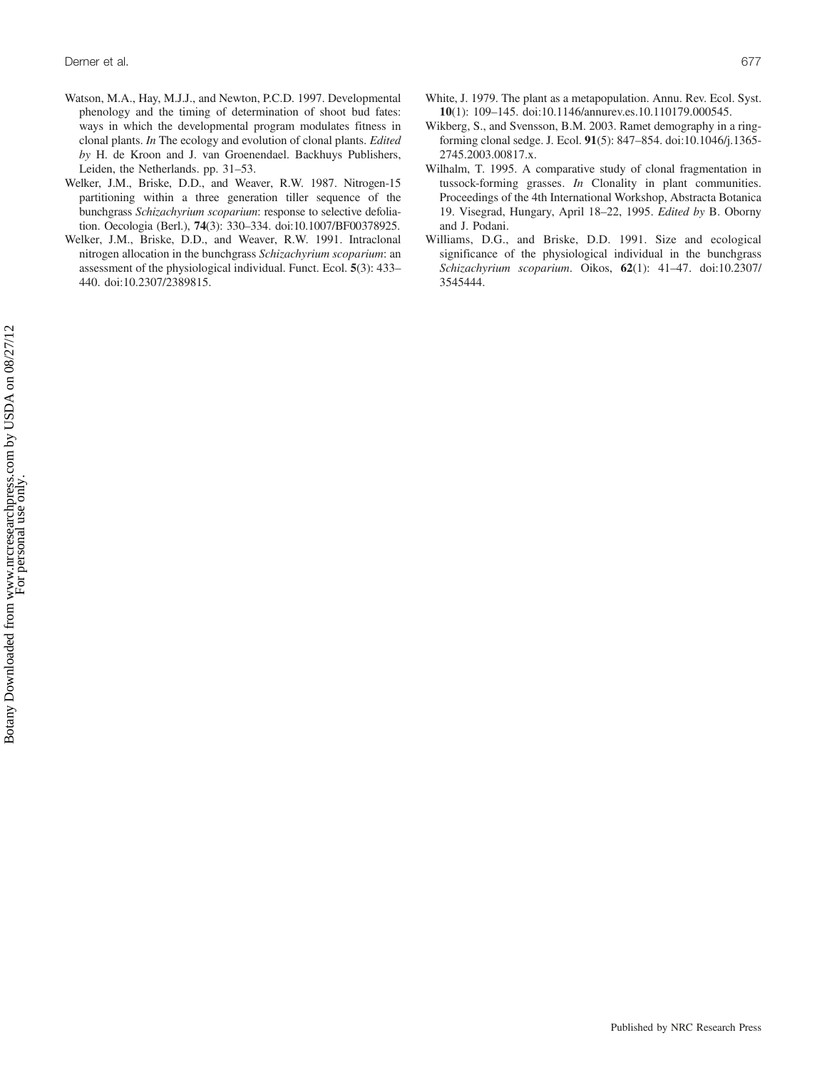Watson, M.A., Hay, M.J.J., and Newton, P.C.D. 1997. Developmental phenology and the timing of determination of shoot bud fates: ways in which the developmental program modulates fitness in clonal plants. *In* The ecology and evolution of clonal plants. *Edited by* H. de Kroon and J. van Groenendael. Backhuys Publishers, Leiden, the Netherlands. pp. 31–53.

Welker, J.M., Briske, D.D., and Weaver, R.W. 1987. Nitrogen-15 partitioning within a three generation tiller sequence of the bunchgrass *Schizachyrium scoparium*: response to selective defoliation. Oecologia (Berl.), **74**(3): 330–334. doi:10.1007/BF00378925.

Welker, J.M., Briske, D.D., and Weaver, R.W. 1991. Intraclonal nitrogen allocation in the bunchgrass *Schizachyrium scoparium*: an assessment of the physiological individual. Funct. Ecol. **5**(3): 433–440. doi:10.2307/2389815.

White, J. 1979. The plant as a metapopulation. Annu. Rev. Ecol. Syst. **10**(1): 109–145. doi:10.1146/annurev.es.10.110179.000545.

Wikberg, S., and Svensson, B.M. 2003. Ramet demography in a ring-forming clonal sedge. J. Ecol. **91**(5): 847–854. doi:10.1046/j.1365-2745.2003.00817.x.

Wilhalm, T. 1995. A comparative study of clonal fragmentation in tussock-forming grasses. *In* Clonality in plant communities. Proceedings of the 4th International Workshop, Abstracta Botanica 19. Visegrad, Hungary, April 18–22, 1995. *Edited by* B. Oborny and J. Podani.

Williams, D.G., and Briske, D.D. 1991. Size and ecological significance of the physiological individual in the bunchgrass *Schizachyrium scoparium*. Oikos, **62**(1): 41–47. doi:10.2307/3545444.